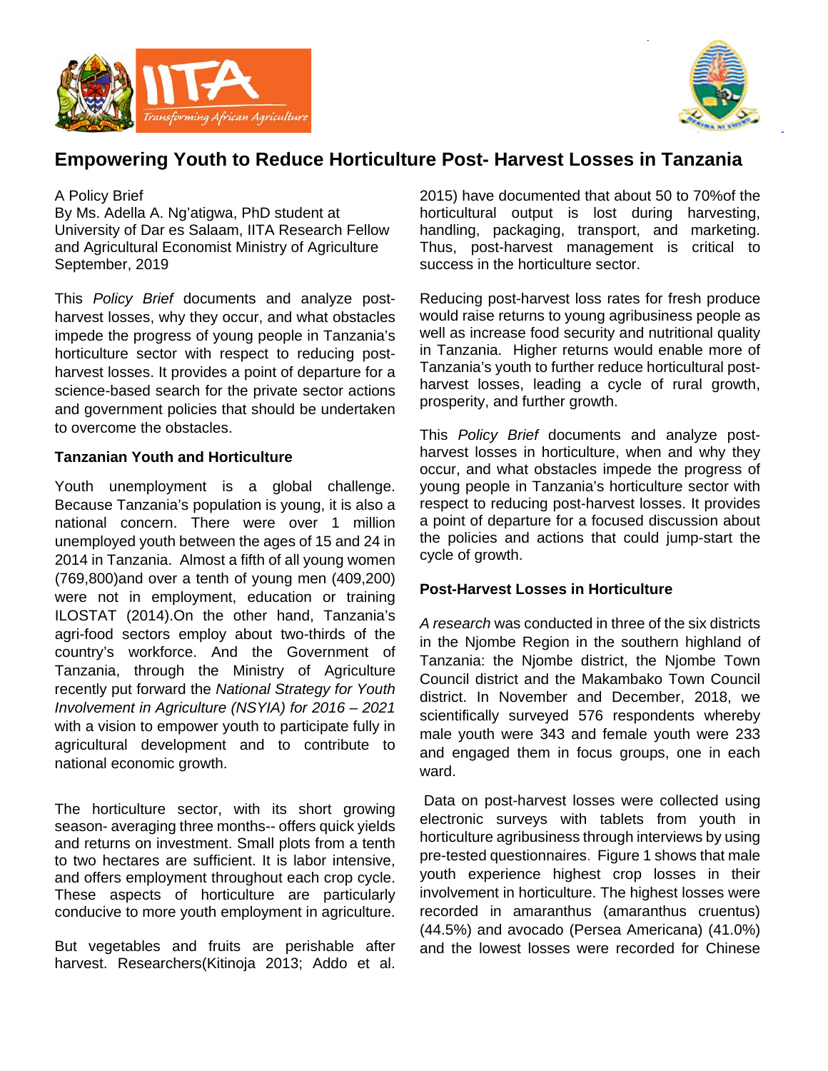# Empowering Youth to Reduce Horticulture Post- Harvest Losses in Tanzania

A Policy Brief
By Ms. Adella A. Ng'atigwa, PhD student at University of Dar es Salaam, IITA Research Fellow and Agricultural Economist Ministry of Agriculture
September, 2019

This *Policy Brief* documents and analyze post-harvest losses, why they occur, and what obstacles impede the progress of young people in Tanzania's horticulture sector with respect to reducing post-harvest losses. It provides a point of departure for a science-based search for the private sector actions and government policies that should be undertaken to overcome the obstacles.

## Tanzanian Youth and Horticulture

Youth unemployment is a global challenge. Because Tanzania's population is young, it is also a national concern. There were over 1 million unemployed youth between the ages of 15 and 24 in 2014 in Tanzania. Almost a fifth of all young women (769,800)and over a tenth of young men (409,200) were not in employment, education or training ILOSTAT (2014).On the other hand, Tanzania's agri-food sectors employ about two-thirds of the country's workforce. And the Government of Tanzania, through the Ministry of Agriculture recently put forward the *National Strategy for Youth Involvement in Agriculture (NSYIA) for 2016 – 2021* with a vision to empower youth to participate fully in agricultural development and to contribute to national economic growth.

The horticulture sector, with its short growing season- averaging three months-- offers quick yields and returns on investment. Small plots from a tenth to two hectares are sufficient. It is labor intensive, and offers employment throughout each crop cycle. These aspects of horticulture are particularly conducive to more youth employment in agriculture.

But vegetables and fruits are perishable after harvest. Researchers(Kitinoja 2013; Addo et al. 2015) have documented that about 50 to 70%of the horticultural output is lost during harvesting, handling, packaging, transport, and marketing. Thus, post-harvest management is critical to success in the horticulture sector.

Reducing post-harvest loss rates for fresh produce would raise returns to young agribusiness people as well as increase food security and nutritional quality in Tanzania. Higher returns would enable more of Tanzania's youth to further reduce horticultural post-harvest losses, leading a cycle of rural growth, prosperity, and further growth.

This *Policy Brief* documents and analyze post-harvest losses in horticulture, when and why they occur, and what obstacles impede the progress of young people in Tanzania's horticulture sector with respect to reducing post-harvest losses. It provides a point of departure for a focused discussion about the policies and actions that could jump-start the cycle of growth.

## Post-Harvest Losses in Horticulture

*A research* was conducted in three of the six districts in the Njombe Region in the southern highland of Tanzania: the Njombe district, the Njombe Town Council district and the Makambako Town Council district. In November and December, 2018, we scientifically surveyed 576 respondents whereby male youth were 343 and female youth were 233 and engaged them in focus groups, one in each ward.

Data on post-harvest losses were collected using electronic surveys with tablets from youth in horticulture agribusiness through interviews by using pre-tested questionnaires. Figure 1 shows that male youth experience highest crop losses in their involvement in horticulture. The highest losses were recorded in amaranthus (amaranthus cruentus) (44.5%) and avocado (Persea Americana) (41.0%) and the lowest losses were recorded for Chinese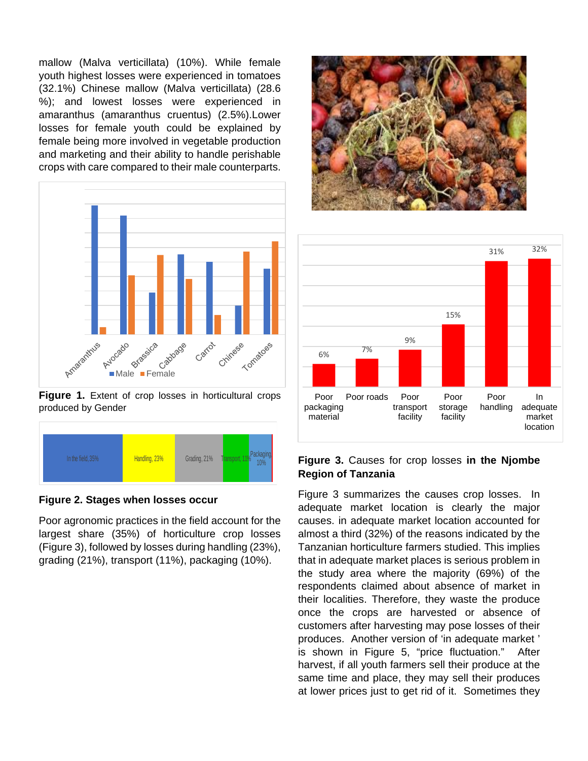mallow (Malva verticillata) (10%). While female youth highest losses were experienced in tomatoes (32.1%) Chinese mallow (Malva verticillata) (28.6 %); and lowest losses were experienced in amaranthus (amaranthus cruentus) (2.5%).Lower losses for female youth could be explained by female being more involved in vegetable production and marketing and their ability to handle perishable crops with care compared to their male counterparts.

**Figure 1.** Extent of crop losses in horticultural crops produced by Gender

**Figure 2. Stages when losses occur**

Poor agronomic practices in the field account for the largest share (35%) of horticulture crop losses (Figure 3), followed by losses during handling (23%), grading (21%), transport (11%), packaging (10%).

**Figure 3.** Causes for crop losses **in the Njombe Region of Tanzania**

Figure 3 summarizes the causes crop losses. In adequate market location is clearly the major causes. in adequate market location accounted for almost a third (32%) of the reasons indicated by the Tanzanian horticulture farmers studied. This implies that in adequate market places is serious problem in the study area where the majority (69%) of the respondents claimed about absence of market in their localities. Therefore, they waste the produce once the crops are harvested or absence of customers after harvesting may pose losses of their produces. Another version of 'in adequate market ' is shown in Figure 5, "price fluctuation." After harvest, if all youth farmers sell their produce at the same time and place, they may sell their produces at lower prices just to get rid of it. Sometimes they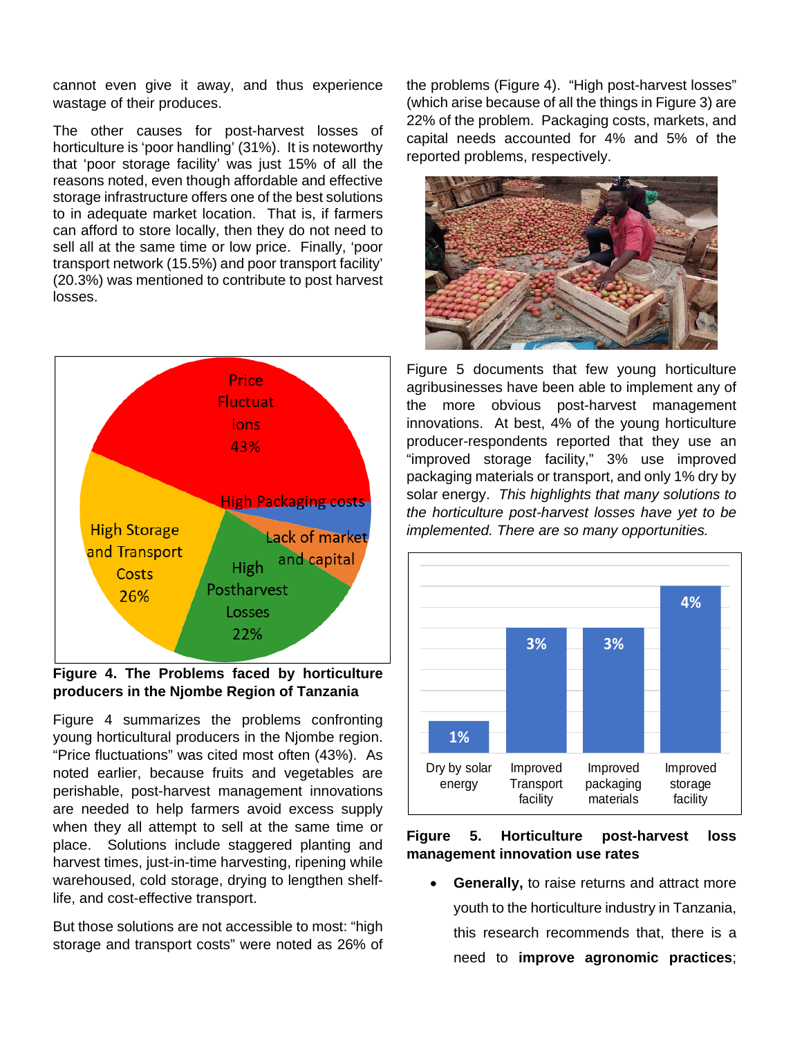cannot even give it away, and thus experience wastage of their produces.

The other causes for post-harvest losses of horticulture is 'poor handling' (31%). It is noteworthy that 'poor storage facility' was just 15% of all the reasons noted, even though affordable and effective storage infrastructure offers one of the best solutions to in adequate market location. That is, if farmers can afford to store locally, then they do not need to sell all at the same time or low price. Finally, 'poor transport network (15.5%) and poor transport facility' (20.3%) was mentioned to contribute to post harvest losses.

**Figure 4. The Problems faced by horticulture producers in the Njombe Region of Tanzania**

Figure 4 summarizes the problems confronting young horticultural producers in the Njombe region. "Price fluctuations" was cited most often (43%). As noted earlier, because fruits and vegetables are perishable, post-harvest management innovations are needed to help farmers avoid excess supply when they all attempt to sell at the same time or place. Solutions include staggered planting and harvest times, just-in-time harvesting, ripening while warehoused, cold storage, drying to lengthen shelf-life, and cost-effective transport.

But those solutions are not accessible to most: "high storage and transport costs" were noted as 26% of the problems (Figure 4). "High post-harvest losses" (which arise because of all the things in Figure 3) are 22% of the problem. Packaging costs, markets, and capital needs accounted for 4% and 5% of the reported problems, respectively.

Figure 5 documents that few young horticulture agribusinesses have been able to implement any of the more obvious post-harvest management innovations. At best, 4% of the young horticulture producer-respondents reported that they use an "improved storage facility," 3% use improved packaging materials or transport, and only 1% dry by solar energy. *This highlights that many solutions to the horticulture post-harvest losses have yet to be implemented. There are so many opportunities.*

**Figure 5. Horticulture post-harvest loss management innovation use rates**

- **Generally,** to raise returns and attract more youth to the horticulture industry in Tanzania, this research recommends that, there is a need to **improve agronomic practices**;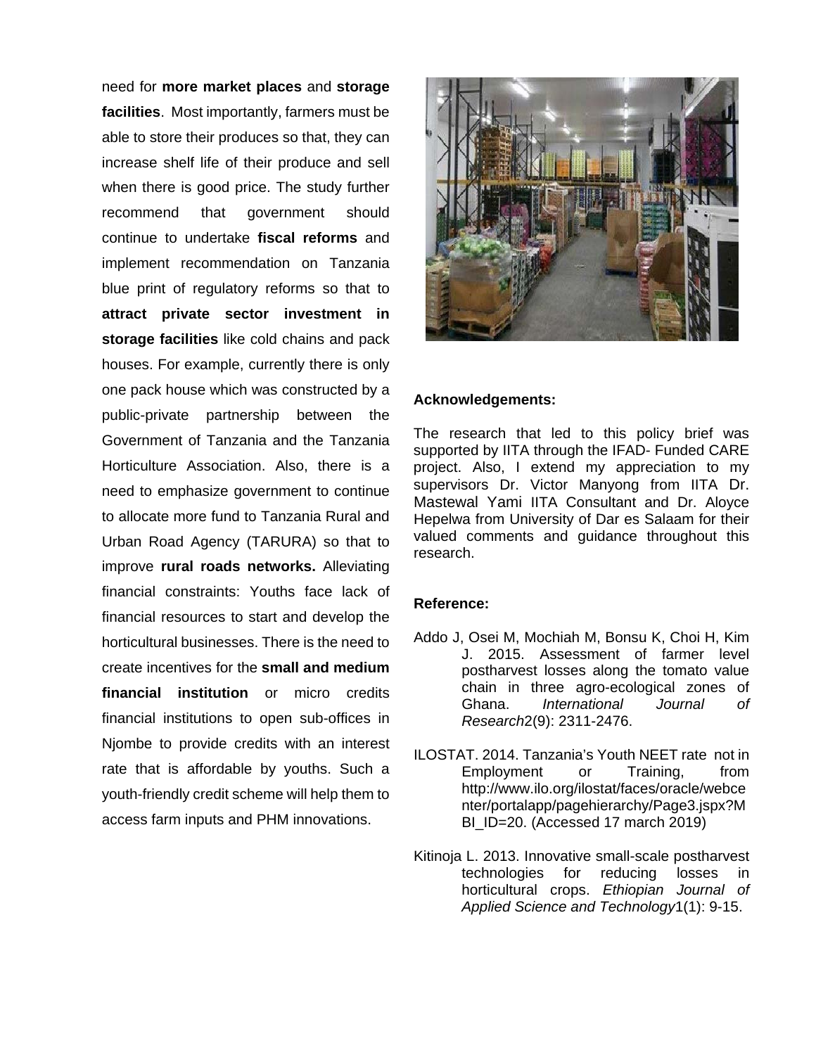need for **more market places** and **storage facilities**. Most importantly, farmers must be able to store their produces so that, they can increase shelf life of their produce and sell when there is good price. The study further recommend that government should continue to undertake **fiscal reforms** and implement recommendation on Tanzania blue print of regulatory reforms so that to **attract private sector investment in storage facilities** like cold chains and pack houses. For example, currently there is only one pack house which was constructed by a public-private partnership between the Government of Tanzania and the Tanzania Horticulture Association. Also, there is a need to emphasize government to continue to allocate more fund to Tanzania Rural and Urban Road Agency (TARURA) so that to improve **rural roads networks.** Alleviating financial constraints: Youths face lack of financial resources to start and develop the horticultural businesses. There is the need to create incentives for the **small and medium financial institution** or micro credits financial institutions to open sub-offices in Njombe to provide credits with an interest rate that is affordable by youths. Such a youth-friendly credit scheme will help them to access farm inputs and PHM innovations.

**Acknowledgements:**

The research that led to this policy brief was supported by IITA through the IFAD- Funded CARE project. Also, I extend my appreciation to my supervisors Dr. Victor Manyong from IITA Dr. Mastewal Yami IITA Consultant and Dr. Aloyce Hepelwa from University of Dar es Salaam for their valued comments and guidance throughout this research.

**Reference:**

Addo J, Osei M, Mochiah M, Bonsu K, Choi H, Kim J. 2015. Assessment of farmer level postharvest losses along the tomato value chain in three agro-ecological zones of Ghana. *International Journal of Research*2(9): 2311-2476.

ILOSTAT. 2014. Tanzania's Youth NEET rate not in Employment or Training, from http://www.ilo.org/ilostat/faces/oracle/webcenter/portalapp/pagehierarchy/Page3.jspx?MBI_ID=20. (Accessed 17 march 2019)

Kitinoja L. 2013. Innovative small-scale postharvest technologies for reducing losses in horticultural crops. *Ethiopian Journal of Applied Science and Technology*1(1): 9-15.